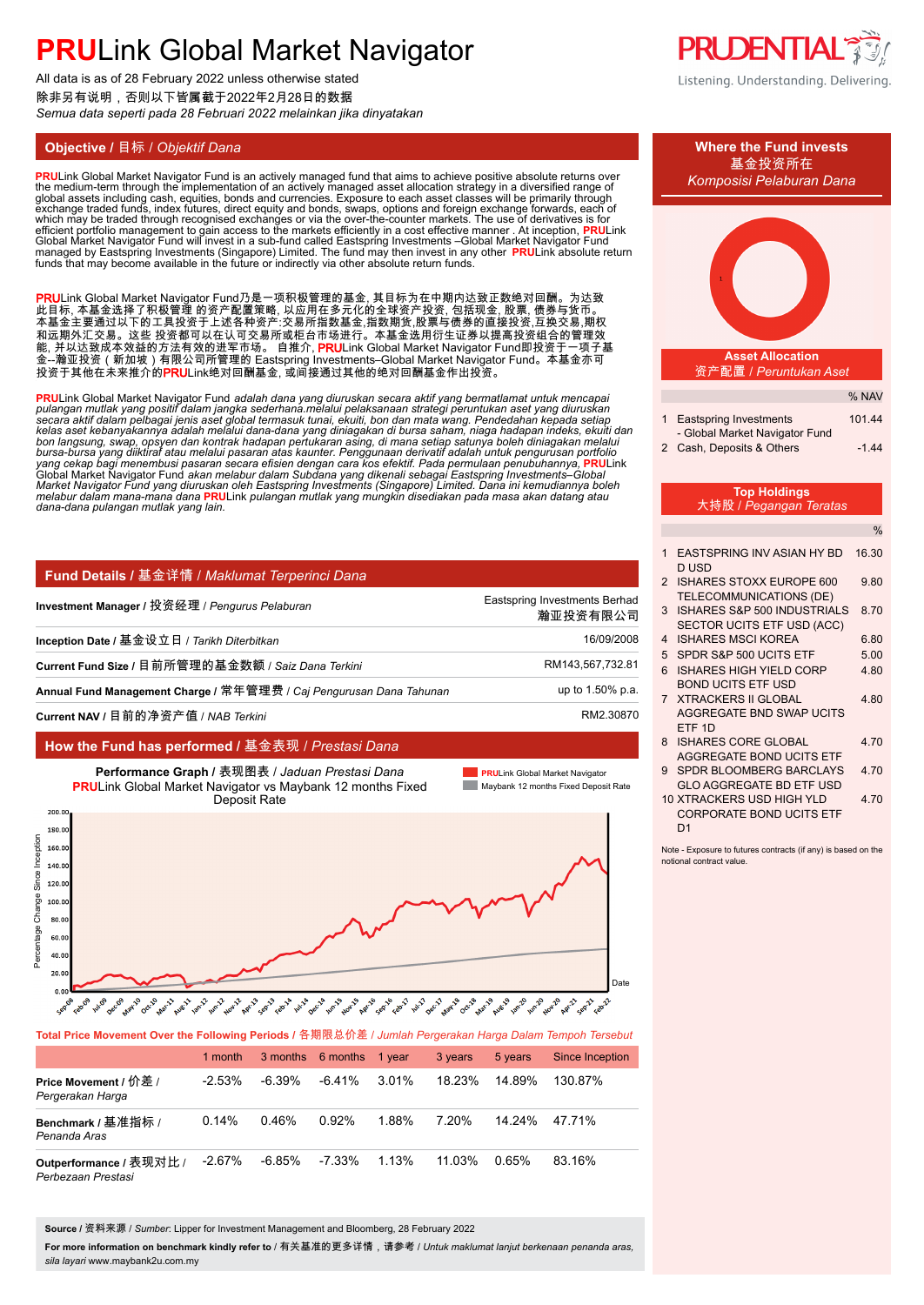# PRULink Global Market Navigator

All data is as of 28 February 2022 unless otherwise stated
除非另有说明，否则以下皆属截于2022年2月28日的数据
*Semua data seperti pada 28 Februari 2022 melainkan jika dinyatakan*

PRUDENTIAL
Listening. Understanding. Delivering.

## Objective / 目标 / *Objektif Dana*

**PRU**Link Global Market Navigator Fund is an actively managed fund that aims to achieve positive absolute returns over the medium-term through the implementation of an actively managed asset allocation strategy in a diversified range of global assets including cash, equities, bonds and currencies. Exposure to each asset classes will be primarily through exchange traded funds, index futures, direct equity and bonds, swaps, options and foreign exchange forwards, each of which may be traded through recognised exchanges or via the over-the-counter market. The use of derivatives is for efficient portfolio management to gain access to the markets efficiently in a cost effective manner . At inception, **PRU**Link Global Market Navigator Fund will invest in a sub-fund called Eastspring Investments –Global Market Navigator Fund managed by Eastspring Investments (Singapore) Limited. The fund may then invest in any other **PRU**Link absolute return funds that may become available in the future or indirectly via other absolute return funds.

**PRU**Link Global Market Navigator Fund乃是一项积极管理的基金, 其目标为在中期内达致正数绝对回酬。为达致此目标, 本基金选择了积极管理 的资产配置策略, 以应用在多元化的全球资产投资, 包括现金, 股票, 债券与货币。本基金主要通过以下的工具投资于上述各种资产:交易所指数基金,指数期货,股票与债券的直接投资,互换交易,期权和远期外汇交易。这些 投资都可以在认可交易所或柜台市场进行。本基金选用衍生证券以提高投资组合的管理效能, 并以达致成本效益的方法有效的进军市场。 自推介, **PRU**Link Global Market Navigator Fund即投资于一项子基金--瀚亚投资（新加坡）有限公司所管理的 Eastspring Investments–Global Market Navigator Fund。本基金亦可投资于其他在未来推介的**PRU**Link绝对回酬基金, 或间接通过其他的绝对回酬基金作出投资。

***PRU**Link Global Market Navigator Fund adalah dana yang diuruskan secara aktif yang bermatlamat untuk mencapai pulangan mutlak yang positif dalam jangka sederhana.melalui pelaksanaan strategi peruntukan aset yang diuruskan secara aktif dalam pelbagai jenis aset global termasuk tunai, ekuiti, bon dan mata wang. Pendedahan kepada setiap kelas aset kebanyakannya adalah melalui dana-dana yang diniagakan di bursa saham, niaga hadapan indeks, ekuiti dan bon langsung, swap, opsyen dan kontrak hadapan pertukaran asing, di mana setiap satunya boleh diniagakan melalui bursa-bursa yang diiktiraf atau melalui pasaran atas kaunter. Penggunaan derivatif adalah untuk pengurusan portfolio yang cekap bagi menembusi pasaran secara efisien dengan cara kos efektif. Pada permulaan penubuhannya, **PRU**Link Global Market Navigator Fund akan melabur dalam Subdana yang dikenali sebagai Eastspring Investments–Global Market Navigator Fund yang diuruskan oleh Eastspring Investments (Singapore) Limited. Dana ini kemudiannya boleh melabur dalam mana-mana dana **PRU**Link pulangan mutlak yang mungkin disediakan pada masa akan datang atau dana-dana pulangan mutlak yang lain.*

## Fund Details / 基金详情 / *Maklumat Terperinci Dana*

| | |
|---|---|
| **Investment Manager** / 投资经理 / *Pengurus Pelaburan* | Eastspring Investments Berhad 瀚亚投资有限公司 |
| **Inception Date** / 基金设立日 / *Tarikh Diterbitkan* | 16/09/2008 |
| **Current Fund Size** / 目前所管理的基金数额 / *Saiz Dana Terkini* | RM143,567,732.81 |
| **Annual Fund Management Charge** / 常年管理费 / *Caj Pengurusan Dana Tahunan* | up to 1.50% p.a. |
| **Current NAV** / 目前的净资产值 / *NAB Terkini* | RM2.30870 |

## How the Fund has performed / 基金表现 / *Prestasi Dana*

**Performance Graph** / 表现图表 / *Jaduan Prestasi Dana*
**PRU**Link Global Market Navigator vs Maybank 12 months Fixed Deposit Rate

**Total Price Movement Over the Following Periods** / 各期限总价差 / *Jumlah Pergerakan Harga Dalam Tempoh Tersebut*

| | 1 month | 3 months | 6 months | 1 year | 3 years | 5 years | Since Inception |
|---|---|---|---|---|---|---|---|
| **Price Movement** / 价差 / *Pergerakan Harga* | -2.53% | -6.39% | -6.41% | 3.01% | 18.23% | 14.89% | 130.87% |
| **Benchmark** / 基准指标 / *Penanda Aras* | 0.14% | 0.46% | 0.92% | 1.88% | 7.20% | 14.24% | 47.71% |
| **Outperformance** / 表现对比 / *Perbezaan Prestasi* | -2.67% | -6.85% | -7.33% | 1.13% | 11.03% | 0.65% | 83.16% |

**Source** / 资料来源 / *Sumber*: Lipper for Investment Management and Bloomberg, 28 February 2022

**For more information on benchmark kindly refer to** / 有关基准的更多详情，请参考 / *Untuk maklumat lanjut berkenaan penanda aras, sila layari* www.maybank2u.com.my

## Where the Fund invests / 基金投资所在 / *Komposisi Pelaburan Dana*

### Asset Allocation / 资产配置 / *Peruntukan Aset*

| | | % NAV |
|---|---|---|
| 1 | Eastspring Investments - Global Market Navigator Fund | 101.44 |
| 2 | Cash, Deposits & Others | -1.44 |

### Top Holdings / 大持股 / *Pegangan Teratas*

| | | % |
|---|---|---|
| 1 | EASTSPRING INV ASIAN HY BD D USD | 16.30 |
| 2 | ISHARES STOXX EUROPE 600 TELECOMMUNICATIONS (DE) | 9.80 |
| 3 | ISHARES S&P 500 INDUSTRIALS SECTOR UCITS ETF USD (ACC) | 8.70 |
| 4 | ISHARES MSCI KOREA | 6.80 |
| 5 | SPDR S&P 500 UCITS ETF | 5.00 |
| 6 | ISHARES HIGH YIELD CORP BOND UCITS ETF USD | 4.80 |
| 7 | XTRACKERS II GLOBAL AGGREGATE BND SWAP UCITS ETF 1D | 4.80 |
| 8 | ISHARES CORE GLOBAL AGGREGATE BOND UCITS ETF | 4.70 |
| 9 | SPDR BLOOMBERG BARCLAYS GLO AGGREGATE BD ETF USD | 4.70 |
| 10 | XTRACKERS USD HIGH YLD CORPORATE BOND UCITS ETF D1 | 4.70 |

Note - Exposure to futures contracts (if any) is based on the notional contract value.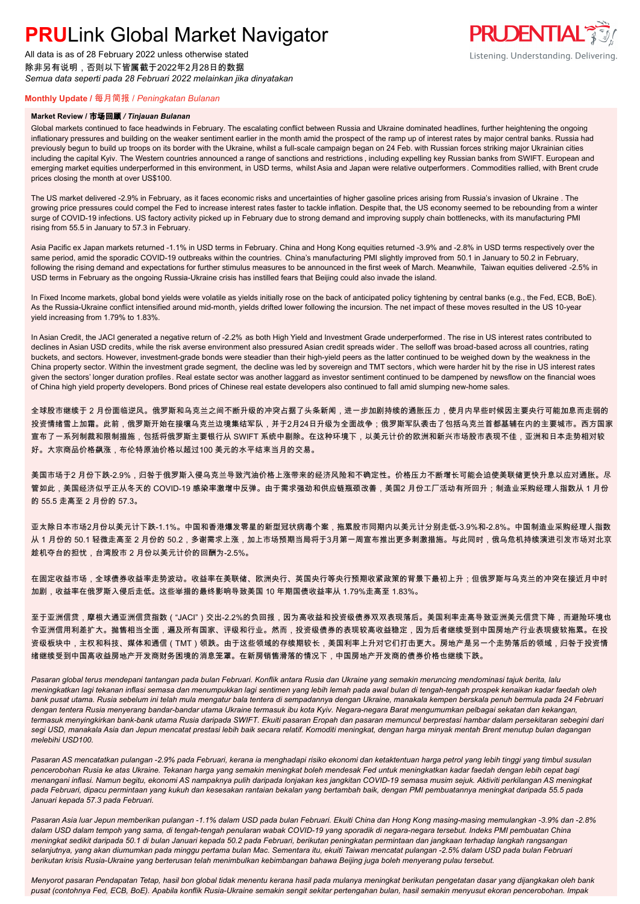# PRULink Global Market Navigator

All data is as of 28 February 2022 unless otherwise stated
除非另有说明，否则以下皆属截于2022年2月28日的数据
*Semua data seperti pada 28 Februari 2022 melainkan jika dinyatakan*

**Monthly Update / 每月简报 / *Peningkatan Bulanan***

**Market Review / 市场回顾 / *Tinjauan Bulanan***

Global markets continued to face headwinds in February. The escalating conflict between Russia and Ukraine dominated headlines, further heightening the ongoing inflationary pressures and building on the weaker sentiment earlier in the month amid the prospect of the ramp up of interest rates by major central banks. Russia had previously begun to build up troops on its border with the Ukraine, whilst a full-scale campaign began on 24 Feb. with Russian forces striking major Ukrainian cities including the capital Kyiv. The Western countries announced a range of sanctions and restrictions, including expelling key Russian banks from SWIFT. European and emerging market equities underperformed in this environment, in USD terms, whilst Asia and Japan were relative outperformers. Commodities rallied, with Brent crude prices closing the month at over US$100.

The US market delivered -2.9% in February, as it faces economic risks and uncertainties of higher gasoline prices arising from Russia's invasion of Ukraine. The growing price pressures could compel the Fed to increase interest rates faster to tackle inflation. Despite that, the US economy seemed to be rebounding from a winter surge of COVID-19 infections. US factory activity picked up in February due to strong demand and improving supply chain bottlenecks, with its manufacturing PMI rising from 55.5 in January to 57.3 in February.

Asia Pacific ex Japan markets returned -1.1% in USD terms in February. China and Hong Kong equities returned -3.9% and -2.8% in USD terms respectively over the same period, amid the sporadic COVID-19 outbreaks within the countries. China's manufacturing PMI slightly improved from 50.1 in January to 50.2 in February, following the rising demand and expectations for further stimulus measures to be announced in the first week of March. Meanwhile, Taiwan equities delivered -2.5% in USD terms in February as the ongoing Russia-Ukraine crisis has instilled fears that Beijing could also invade the island.

In Fixed Income markets, global bond yields were volatile as yields initially rose on the back of anticipated policy tightening by central banks (e.g., the Fed, ECB, BoE). As the Russia-Ukraine conflict intensified around mid-month, yields drifted lower following the incursion. The net impact of these moves resulted in the US 10-year yield increasing from 1.79% to 1.83%.

In Asian Credit, the JACI generated a negative return of -2.2% as both High Yield and Investment Grade underperformed. The rise in US interest rates contributed to declines in Asian USD credits, while the risk averse environment also pressured Asian credit spreads wider. The selloff was broad-based across all countries, rating buckets, and sectors. However, investment-grade bonds were steadier than their high-yield peers as the latter continued to be weighed down by the weakness in the China property sector. Within the investment grade segment, the decline was led by sovereign and TMT sectors, which were harder hit by the rise in US interest rates given the sectors' longer duration profiles. Real estate sector was another laggard as investor sentiment continued to be dampened by newsflow on the financial woes of China high yield property developers. Bond prices of Chinese real estate developers also continued to fall amid slumping new-home sales.

全球股市继续于 2 月份面临逆风。俄罗斯和乌克兰之间不断升级的冲突占据了头条新闻，进一步加剧持续的通胀压力，使月内早些时候因主要央行可能加息而走弱的投资情绪雪上加霜。此前，俄罗斯开始在接壤乌克兰边境集结军队，并于2月24日升级为全面战争；俄罗斯军队袭击了包括乌克兰首都基辅在内的主要城市。西方国家宣布了一系列制裁和限制措施，包括将俄罗斯主要银行从 SWIFT 系统中剔除。在这种环境下，以美元计价的欧洲和新兴市场股市表现不佳，亚洲和日本走势相对较好。大宗商品价格飙涨，布伦特原油价格以超过100 美元的水平结束当月的交易。

美国市场于2 月份下跌-2.9%，归咎于俄罗斯入侵乌克兰导致汽油价格上涨带来的经济风险和不确定性。价格压力不断增长可能会迫使美联储更快升息以应对通胀。尽管如此，美国经济似乎正从冬天的 COVID-19 感染率激增中反弹。由于需求强劲和供应链瓶颈改善，美国2 月份工厂活动有所回升；制造业采购经理人指数从 1 月份的 55.5 走高至 2 月份的 57.3。

亚太除日本市场2月份以美元计下跌-1.1%。中国和香港爆发零星的新型冠状病毒个案，拖累股市同期内以美元计分别走低-3.9%和-2.8%。中国制造业采购经理人指数从 1 月份的 50.1 轻微走高至 2 月份的 50.2，多谢需求上涨，加上市场预期当局将于3月第一周宣布推出更多刺激措施。与此同时，俄乌危机持续演进引发市场对北京趁机夺台的担忧，台湾股市 2 月份以美元计价的回酬为-2.5%。

在固定收益市场，全球债券收益率走势波动。收益率在美联储、欧洲央行、英国央行等央行预期收紧政策的背景下最初上升；但俄罗斯与乌克兰的冲突在接近月中时加剧，收益率在俄罗斯入侵后走低。这些举措的最终影响导致美国 10 年期国债收益率从 1.79%走高至 1.83%。

至于亚洲信贷，摩根大通亚洲信贷指数（"JACI"）交出-2.2%的负回报，因为高收益和投资级债券双双表现落后。美国利率走高导致亚洲美元信贷下降，而避险环境也令亚洲信用利差扩大。抛售相当全面，遍及所有国家、评级和行业。然而，投资级债券的表现较高收益稳定，因为后者继续受到中国房地产行业表现疲软拖累。在投资级板块中，主权和科技、媒体和通信（TMT）领跌。由于这些领域的存续期较长，美国利率上升对它们打击更大。房地产是另一个走势落后的领域，归咎于投资情绪继续受到中国高收益房地产开发商财务困境的消息笼罩。在新房销售滑落的情况下，中国房地产开发商的债券价格也继续下跌。

*Pasaran global terus mendepani tantangan pada bulan Februari. Konflik antara Rusia dan Ukraine yang semakin meruncing mendominasi tajuk berita, lalu meningkatkan lagi tekanan inflasi semasa dan menumpukkan lagi sentimen yang lebih lemah pada awal bulan di tengah-tengah prospek kenaikan kadar faedah oleh bank pusat utama. Rusia sebelum ini telah mula mengatur bala tentera di sempadannya dengan Ukraine, manakala kempen berskala penuh bermula pada 24 Februari dengan tentera Rusia menyerang bandar-bandar utama Ukraine termasuk ibu kota Kyiv. Negara-negara Barat mengumumkan pelbagai sekatan dan kekangan, termasuk menyingkirkan bank-bank utama Rusia daripada SWIFT. Ekuiti pasaran Eropah dan pasaran memuncul berprestasi hambar dalam persekitaran sebegini dari segi USD, manakala Asia dan Jepun mencatat prestasi lebih baik secara relatif. Komoditi meningkat, dengan harga minyak mentah Brent menutup bulan dagangan melebihi USD100.*

*Pasaran AS mencatatkan pulangan -2.9% pada Februari, kerana ia menghadapi risiko ekonomi dan ketaktentuan harga petrol yang lebih tinggi yang timbul susulan pencerobohan Rusia ke atas Ukraine. Tekanan harga yang semakin meningkat boleh mendesak Fed untuk meningkatkan kadar faedah dengan lebih cepat bagi menangani inflasi. Namun begitu, ekonomi AS nampaknya pulih daripada lonjakan kes jangkitan COVID-19 semasa musim sejuk. Aktiviti perkilangan AS meningkat pada Februari, dipacu permintaan yang kukuh dan kesesakan rantaian bekalan yang bertambah baik, dengan PMI pembuatannya meningkat daripada 55.5 pada Januari kepada 57.3 pada Februari.*

*Pasaran Asia luar Jepun memberikan pulangan -1.1% dalam USD pada bulan Februari. Ekuiti China dan Hong Kong masing-masing memulangkan -3.9% dan -2.8% dalam USD dalam tempoh yang sama, di tengah-tengah penularan wabak COVID-19 yang sporadik di negara-negara tersebut. Indeks PMI pembuatan China meningkat sedikit daripada 50.1 di bulan Januari kepada 50.2 pada Februari, berikutan peningkatan permintaan dan jangkaan terhadap langkah rangsangan selanjutnya, yang akan diumumkan pada minggu pertama bulan Mac. Sementara itu, ekuiti Taiwan mencatat pulangan -2.5% dalam USD pada bulan Februari berikutan krisis Rusia-Ukraine yang berterusan telah menimbulkan kebimbangan bahawa Beijing juga boleh menyerang pulau tersebut.*

*Menyorot pasaran Pendapatan Tetap, hasil bon global tidak menentu kerana hasil pada mulanya meningkat berikutan pengetatan dasar yang dijangkakan oleh bank pusat (contohnya Fed, ECB, BoE). Apabila konflik Rusia-Ukraine semakin sengit sekitar pertengahan bulan, hasil semakin menyusut ekoran pencerobohan. Impak*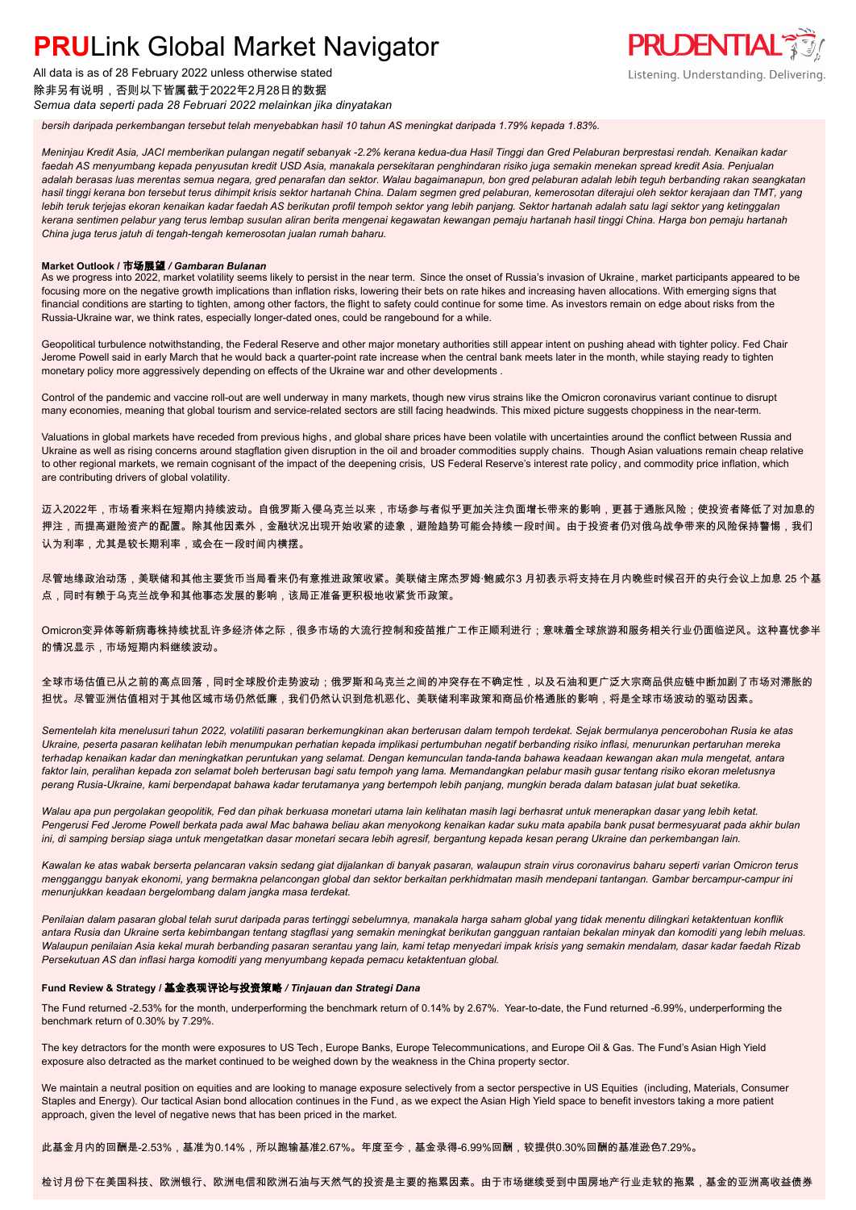*bersih daripada perkembangan tersebut telah menyebabkan hasil 10 tahun AS meningkat daripada 1.79% kepada 1.83%.*

*Meninjau Kredit Asia, JACI memberikan pulangan negatif sebanyak -2.2% kerana kedua-dua Hasil Tinggi dan Gred Pelaburan berprestasi rendah. Kenaikan kadar faedah AS menyumbang kepada penyusutan kredit USD Asia, manakala persekitaran penghindaran risiko juga semakin menekan spread kredit Asia. Penjualan adalah berasas luas merentas semua negara, gred penarafan dan sektor. Walau bagaimanapun, bon gred pelaburan adalah lebih teguh berbanding rakan seangkatan hasil tinggi kerana bon tersebut terus dihimpit krisis sektor hartanah China. Dalam segmen gred pelaburan, kemerosotan diterajui oleh sektor kerajaan dan TMT, yang lebih teruk terjejas ekoran kenaikan kadar faedah AS berikutan profil tempoh sektor yang lebih panjang. Sektor hartanah adalah satu lagi sektor yang ketinggalan kerana sentimen pelabur yang terus lembap susulan aliran berita mengenai kegawatan kewangan pemaju hartanah hasil tinggi China. Harga bon pemaju hartanah China juga terus jatuh di tengah-tengah kemerosotan jualan rumah baharu.*

**Market Outlook / 市场展望** ***/ Gambaran Bulanan***

As we progress into 2022, market volatility seems likely to persist in the near term. Since the onset of Russia's invasion of Ukraine, market participants appeared to be focusing more on the negative growth implications than inflation risks, lowering their bets on rate hikes and increasing haven allocations. With emerging signs that financial conditions are starting to tighten, among other factors, the flight to safety could continue for some time. As investors remain on edge about risks from the Russia-Ukraine war, we think rates, especially longer-dated ones, could be rangebound for a while.

Geopolitical turbulence notwithstanding, the Federal Reserve and other major monetary authorities still appear intent on pushing ahead with tighter policy. Fed Chair Jerome Powell said in early March that he would back a quarter-point rate increase when the central bank meets later in the month, while staying ready to tighten monetary policy more aggressively depending on effects of the Ukraine war and other developments .

Control of the pandemic and vaccine roll-out are well underway in many markets, though new virus strains like the Omicron coronavirus variant continue to disrupt many economies, meaning that global tourism and service-related sectors are still facing headwinds. This mixed picture suggests choppiness in the near-term.

Valuations in global markets have receded from previous highs, and global share prices have been volatile with uncertainties around the conflict between Russia and Ukraine as well as rising concerns around stagflation given disruption in the oil and broader commodities supply chains. Though Asian valuations remain cheap relative to other regional markets, we remain cognisant of the impact of the deepening crisis, US Federal Reserve's interest rate policy, and commodity price inflation, which are contributing drivers of global volatility.

迈入2022年，市场看来料在短期内持续波动。自俄罗斯入侵乌克兰以来，市场参与者似乎更加关注负面增长带来的影响，更甚于通胀风险；使投资者降低了对加息的押注，而提高避险资产的配置。除其他因素外，金融状况出现开始收紧的迹象，避险趋势可能会持续一段时间。由于投资者仍对俄乌战争带来的风险保持警惕，我们认为利率，尤其是较长期利率，或会在一段时间内横摆。

尽管地缘政治动荡，美联储和其他主要货币当局看来仍有意推进政策收紧。美联储主席杰罗姆·鲍威尔3 月初表示将支持在月内晚些时候召开的央行会议上加息 25 个基点，同时有赖于乌克兰战争和其他事态发展的影响，该局正准备更积极地收紧货币政策。

Omicron变异体等新病毒株持续扰乱许多经济体之际，很多市场的大流行控制和疫苗推广工作正顺利进行；意味着全球旅游和服务相关行业仍面临逆风。这种喜忧参半的情况显示，市场短期内料继续波动。

全球市场估值已从之前的高点回落，同时全球股价走势波动；俄罗斯和乌克兰之间的冲突存在不确定性，以及石油和更广泛大宗商品供应链中断加剧了市场对滞胀的担忧。尽管亚洲估值相对于其他区域市场仍然低廉，我们仍然认识到危机恶化、美联储利率政策和商品价格通胀的影响，将是全球市场波动的驱动因素。

*Sementelah kita menelusuri tahun 2022, volatiliti pasaran berkemungkinan akan berterusan dalam tempoh terdekat. Sejak bermulanya pencerobohan Rusia ke atas Ukraine, peserta pasaran kelihatan lebih menumpukan perhatian kepada implikasi pertumbuhan negatif berbanding risiko inflasi, menurunkan pertaruhan mereka terhadap kenaikan kadar dan meningkatkan peruntukan yang selamat. Dengan kemunculan tanda-tanda bahawa keadaan kewangan akan mula mengetat, antara faktor lain, peralihan kepada zon selamat boleh berterusan bagi satu tempoh yang lama. Memandangkan pelabur masih gusar tentang risiko ekoran meletusnya perang Rusia-Ukraine, kami berpendapat bahawa kadar terutamanya yang bertempoh lebih panjang, mungkin berada dalam batasan julat buat seketika.*

*Walau apa pun pergolakan geopolitik, Fed dan pihak berkuasa monetari utama lain kelihatan masih lagi berhasrat untuk menerapkan dasar yang lebih ketat. Pengerusi Fed Jerome Powell berkata pada awal Mac bahawa beliau akan menyokong kenaikan kadar suku mata apabila bank pusat bermesyuarat pada akhir bulan ini, di samping bersiap siaga untuk mengetatkan dasar monetari secara lebih agresif, bergantung kepada kesan perang Ukraine dan perkembangan lain.*

*Kawalan ke atas wabak berserta pelancaran vaksin sedang giat dijalankan di banyak pasaran, walaupun strain virus coronavirus baharu seperti varian Omicron terus mengganggu banyak ekonomi, yang bermakna pelancongan global dan sektor berkaitan perkhidmatan masih mendepani tantangan. Gambar bercampur-campur ini menunjukkan keadaan bergelombang dalam jangka masa terdekat.*

*Penilaian dalam pasaran global telah surut daripada paras tertinggi sebelumnya, manakala harga saham global yang tidak menentu dilingkari ketaktentuan konflik antara Rusia dan Ukraine serta kebimbangan tentang stagflasi yang semakin meningkat berikutan gangguan rantaian bekalan minyak dan komoditi yang lebih meluas. Walaupun penilaian Asia kekal murah berbanding pasaran serantau yang lain, kami tetap menyedari impak krisis yang semakin mendalam, dasar kadar faedah Rizab Persekutuan AS dan inflasi harga komoditi yang menyumbang kepada pemacu ketaktentuan global.*

**Fund Review & Strategy / 基金表现评论与投资策略** ***/ Tinjauan dan Strategi Dana***

The Fund returned -2.53% for the month, underperforming the benchmark return of 0.14% by 2.67%. Year-to-date, the Fund returned -6.99%, underperforming the benchmark return of 0.30% by 7.29%.

The key detractors for the month were exposures to US Tech, Europe Banks, Europe Telecommunications, and Europe Oil & Gas. The Fund's Asian High Yield exposure also detracted as the market continued to be weighed down by the weakness in the China property sector.

We maintain a neutral position on equities and are looking to manage exposure selectively from a sector perspective in US Equities (including, Materials, Consumer Staples and Energy). Our tactical Asian bond allocation continues in the Fund, as we expect the Asian High Yield space to benefit investors taking a more patient approach, given the level of negative news that has been priced in the market.

此基金月内的回酬是-2.53%，基准为0.14%，所以跑输基准2.67%。年度至今，基金录得-6.99%回酬，较提供0.30%回酬的基准逊色7.29%。

检讨月份下在美国科技、欧洲银行、欧洲电信和欧洲石油与天然气的投资是主要的拖累因素。由于市场继续受到中国房地产行业走软的拖累，基金的亚洲高收益债券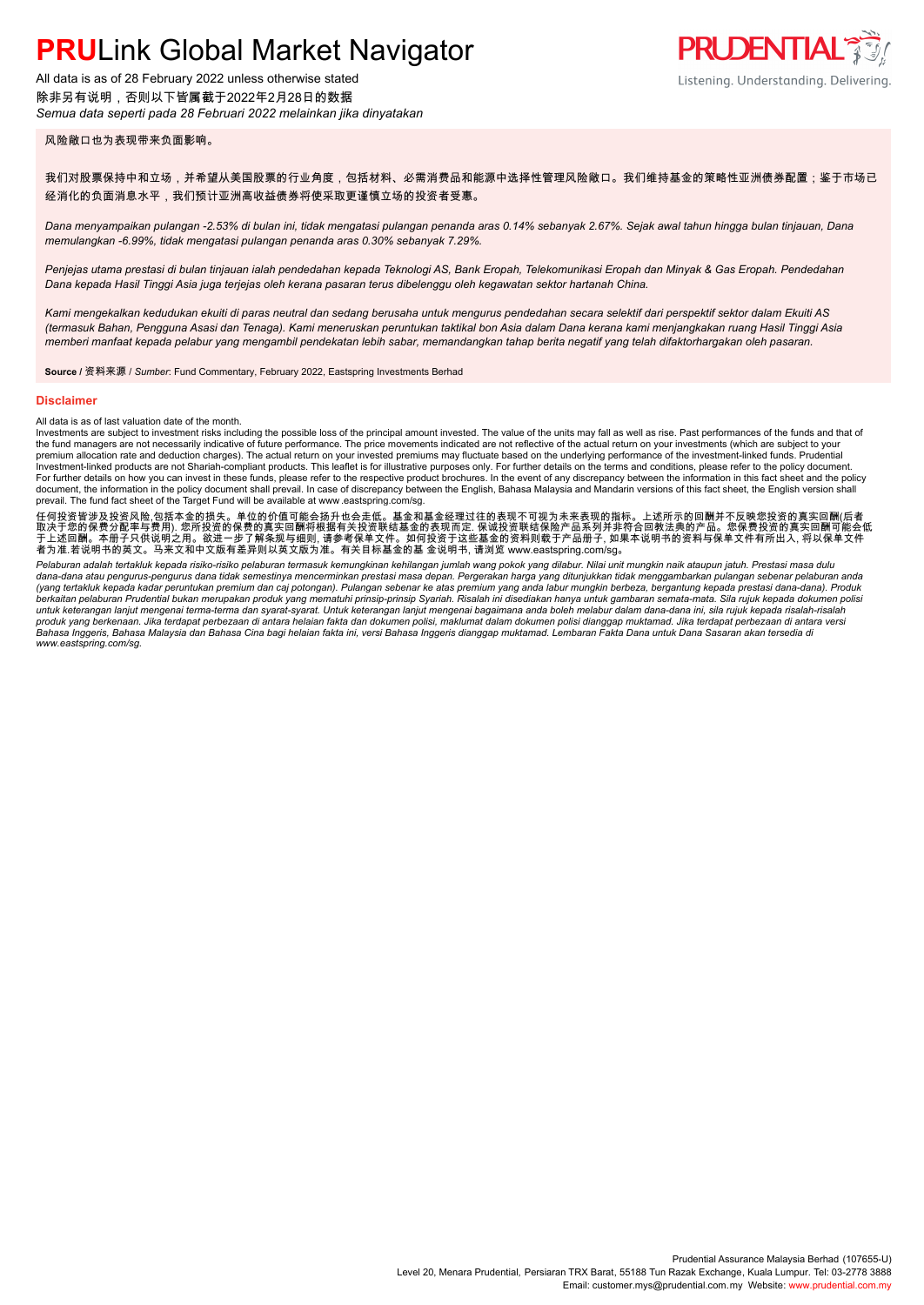# PRULink Global Market Navigator

All data is as of 28 February 2022 unless otherwise stated

除非另有说明，否则以下皆属截于2022年2月28日的数据

*Semua data seperti pada 28 Februari 2022 melainkan jika dinyatakan*

风险敞口也为表现带来负面影响。

我们对股票保持中和立场，并希望从美国股票的行业角度，包括材料、必需消费品和能源中选择性管理风险敞口。我们维持基金的策略性亚洲债券配置；鉴于市场已经消化的负面消息水平，我们预计亚洲高收益债券将使采取更谨慎立场的投资者受惠。

*Dana menyampaikan pulangan -2.53% di bulan ini, tidak mengatasi pulangan penanda aras 0.14% sebanyak 2.67%. Sejak awal tahun hingga bulan tinjauan, Dana memulangkan -6.99%, tidak mengatasi pulangan penanda aras 0.30% sebanyak 7.29%.*

*Penjejas utama prestasi di bulan tinjauan ialah pendedahan kepada Teknologi AS, Bank Eropah, Telekomunikasi Eropah dan Minyak & Gas Eropah. Pendedahan Dana kepada Hasil Tinggi Asia juga terjejas oleh kerana pasaran terus dibelenggu oleh kegawatan sektor hartanah China.*

*Kami mengekalkan kedudukan ekuiti di paras neutral dan sedang berusaha untuk mengurus pendedahan secara selektif dari perspektif sektor dalam Ekuiti AS (termasuk Bahan, Pengguna Asasi dan Tenaga). Kami meneruskan peruntukan taktikal bon Asia dalam Dana kerana kami menjangkakan ruang Hasil Tinggi Asia memberi manfaat kepada pelabur yang mengambil pendekatan lebih sabar, memandangkan tahap berita negatif yang telah difaktorharganya oleh pasaran.*

**Source** / 资料来源 / *Sumber*: Fund Commentary, February 2022, Eastspring Investments Berhad

## Disclaimer

All data is as of last valuation date of the month.
Investments are subject to investment risks including the possible loss of the principal amount invested. The value of the units may fall as well as rise. Past performances of the funds and that of the fund managers are not necessarily indicative of future performance. The price movements indicated are not reflective of the actual return on your investments (which are subject to your premium allocation rate and deduction charges). The actual return on your invested premiums may fluctuate based on the underlying performance of the investment-linked funds. Prudential Investment-linked products are not Shariah-compliant products. This leaflet is for illustrative purposes only. For further details on the terms and conditions, please refer to the policy document. For further details on how you can invest in these funds, please refer to the respective product brochures. In the event of any discrepancy between the information in this fact sheet and the policy document, the information in the policy document shall prevail. In case of discrepancy between the English, Bahasa Malaysia and Mandarin versions of this fact sheet, the English version shall prevail. The fund fact sheet of the Target Fund will be available at www.eastspring.com/sg.

任何投资皆涉及投资风险,包括本金的损失。单位的价值可能会扬升也会走低。基金和基金经理过往的表现不可视为未来表现的指标。上述所示的回酬并不反映您投资的真实回酬(后者取决于您的保费分配率与费用). 您所投资的保费的真实回酬将根据有关投资联结基金的表现而定. 保诚投资联结保险产品系列并非符合回教法典的产品。您保费投资的真实回酬可能会低于上述回酬。本册子只供说明之用。欲进一步了解条规与细则, 请参考保单文件。如何投资于这些基金的资料则载于产品册子, 如果本说明书的资料与保单文件有所出入, 将以保单文件者为准.若说明书的英文。马来文和中文版有差异则以英文版为准。有关目标基金的基 金说明书, 请浏览 www.eastspring.com/sg。

*Pelaburan adalah tertakluk kepada risiko-risiko pelaburan termasuk kemungkinan kehilangan jumlah wang pokok yang dilabur. Nilai unit mungkin naik ataupun jatuh. Prestasi masa dulu dana-dana atau pengurus-pengurus dana tidak semestinya mencerminkan prestasi masa depan. Pergerakan harga yang ditunjukkan tidak menggambarkan pulangan sebenar pelaburan anda (yang tertakluk kepada kadar peruntukan premium dan caj potongan). Pulangan sebenar ke atas premium yang anda labur mungkin berbeza, bergantung kepada prestasi dana-dana). Produk berkaitan pelaburan Prudential bukan merupakan produk yang mematuhi prinsip-prinsip Syariah. Risalah ini disediakan hanya untuk gambaran semata-mata. Sila rujuk kepada dokumen polisi untuk keterangan lanjut mengenai terma-terma dan syarat-syarat. Untuk keterangan lanjut mengenai bagaimana anda boleh melabur dalam dana-dana ini, sila rujuk kepada risalah-risalah produk yang berkenaan. Jika terdapat perbezaan di antara helaian fakta dan dokumen polisi, maklumat dalam dokumen polisi dianggap muktamad. Jika terdapat perbezaan di antara versi Bahasa Inggeris, Bahasa Malaysia dan Bahasa Cina bagi helaian fakta ini, versi Bahasa Inggeris dianggap muktamad. Lembaran Fakta Dana untuk Dana Sasaran akan tersedia di www.eastspring.com/sg.*

Prudential Assurance Malaysia Berhad (107655-U)
Level 20, Menara Prudential, Persiaran TRX Barat, 55188 Tun Razak Exchange, Kuala Lumpur. Tel: 03-2778 3888
Email: customer.mys@prudential.com.my Website: www.prudential.com.my